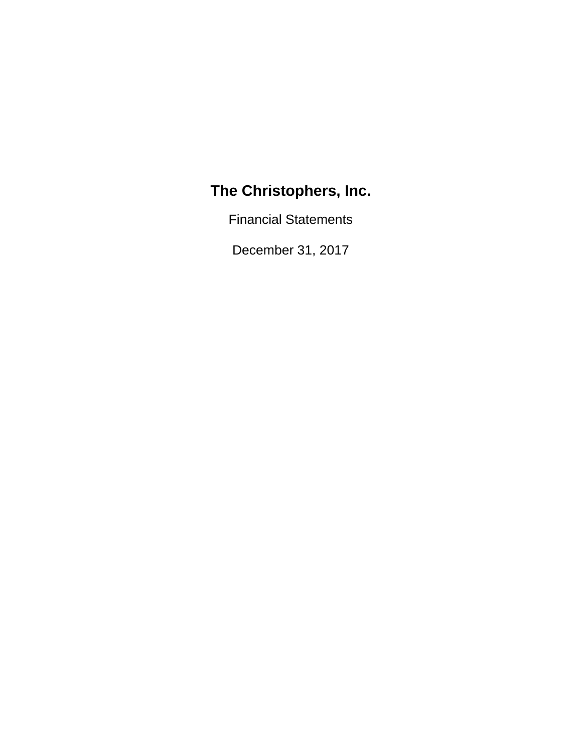# The Christophers, Inc.

Financial Statements

December 31, 2017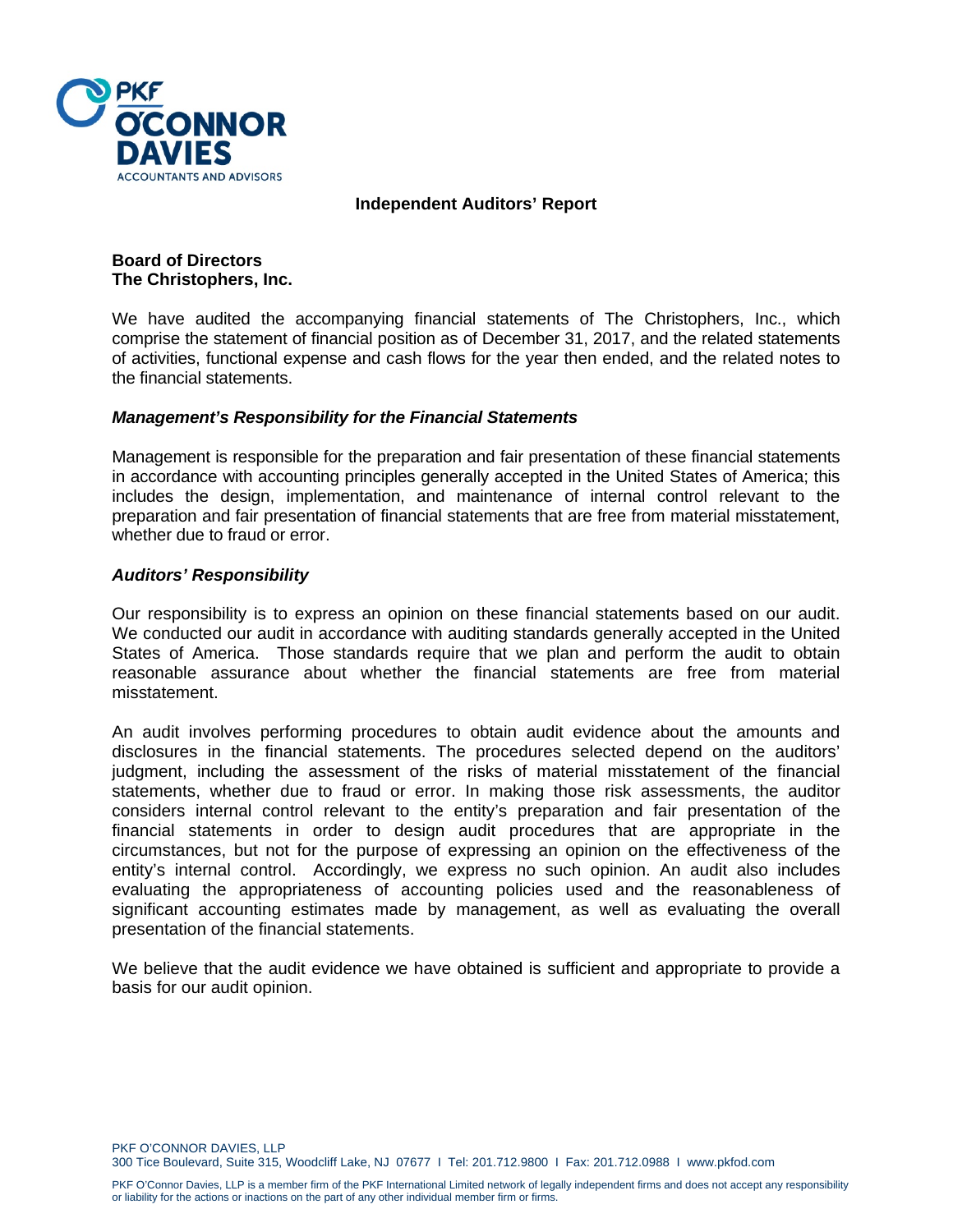# Independent Auditors' Report

**Board of Directors**
**The Christophers, Inc.**

We have audited the accompanying financial statements of The Christophers, Inc., which comprise the statement of financial position as of December 31, 2017, and the related statements of activities, functional expense and cash flows for the year then ended, and the related notes to the financial statements.

### *Management's Responsibility for the Financial Statements*

Management is responsible for the preparation and fair presentation of these financial statements in accordance with accounting principles generally accepted in the United States of America; this includes the design, implementation, and maintenance of internal control relevant to the preparation and fair presentation of financial statements that are free from material misstatement, whether due to fraud or error.

### *Auditors' Responsibility*

Our responsibility is to express an opinion on these financial statements based on our audit. We conducted our audit in accordance with auditing standards generally accepted in the United States of America. Those standards require that we plan and perform the audit to obtain reasonable assurance about whether the financial statements are free from material misstatement.

An audit involves performing procedures to obtain audit evidence about the amounts and disclosures in the financial statements. The procedures selected depend on the auditors' judgment, including the assessment of the risks of material misstatement of the financial statements, whether due to fraud or error. In making those risk assessments, the auditor considers internal control relevant to the entity's preparation and fair presentation of the financial statements in order to design audit procedures that are appropriate in the circumstances, but not for the purpose of expressing an opinion on the effectiveness of the entity's internal control. Accordingly, we express no such opinion. An audit also includes evaluating the appropriateness of accounting policies used and the reasonableness of significant accounting estimates made by management, as well as evaluating the overall presentation of the financial statements.

We believe that the audit evidence we have obtained is sufficient and appropriate to provide a basis for our audit opinion.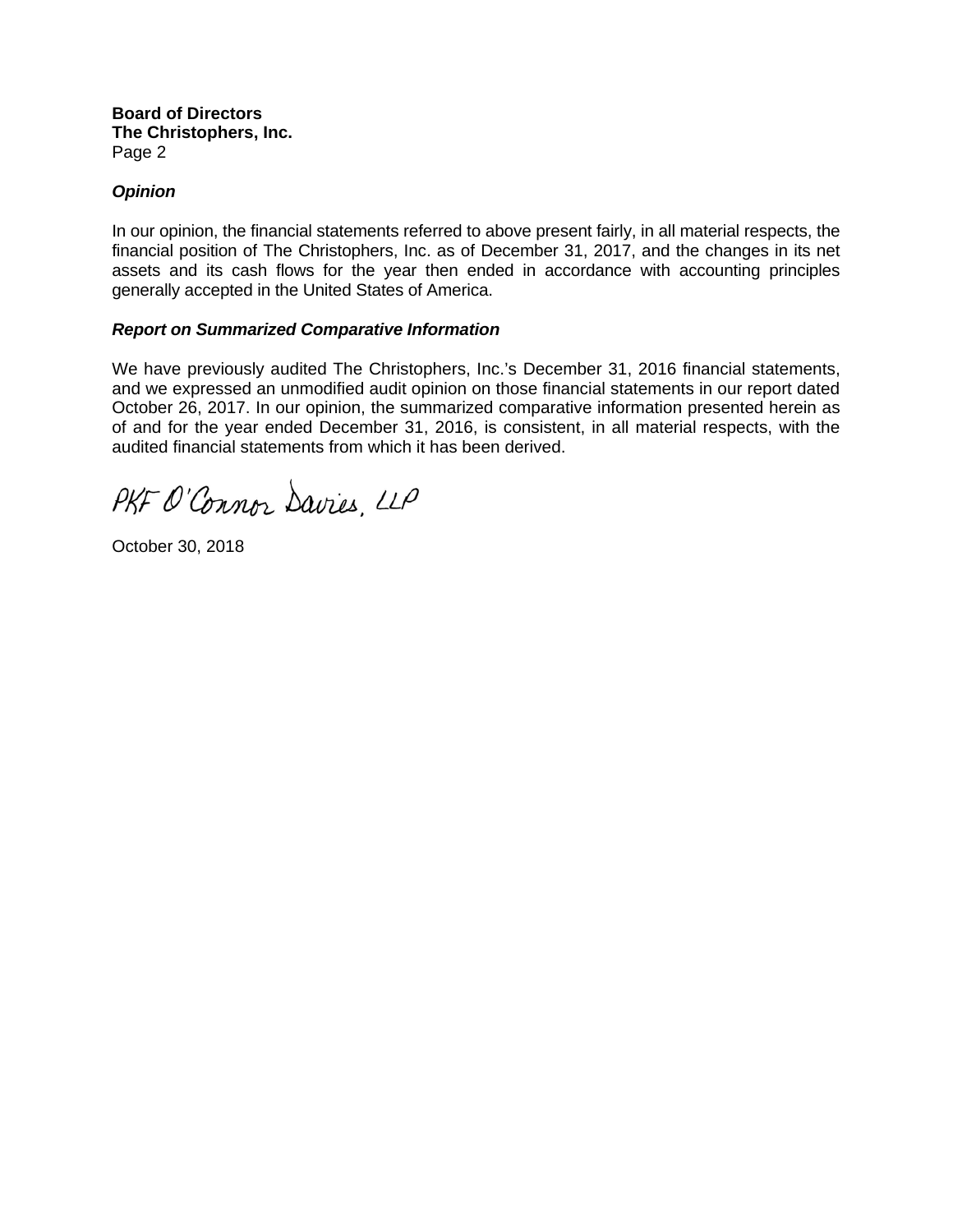**Board of Directors**
**The Christophers, Inc.**
Page 2

***Opinion***

In our opinion, the financial statements referred to above present fairly, in all material respects, the financial position of The Christophers, Inc. as of December 31, 2017, and the changes in its net assets and its cash flows for the year then ended in accordance with accounting principles generally accepted in the United States of America.

***Report on Summarized Comparative Information***

We have previously audited The Christophers, Inc.'s December 31, 2016 financial statements, and we expressed an unmodified audit opinion on those financial statements in our report dated October 26, 2017. In our opinion, the summarized comparative information presented herein as of and for the year ended December 31, 2016, is consistent, in all material respects, with the audited financial statements from which it has been derived.

PKF O'Connor Davies, LLP

October 30, 2018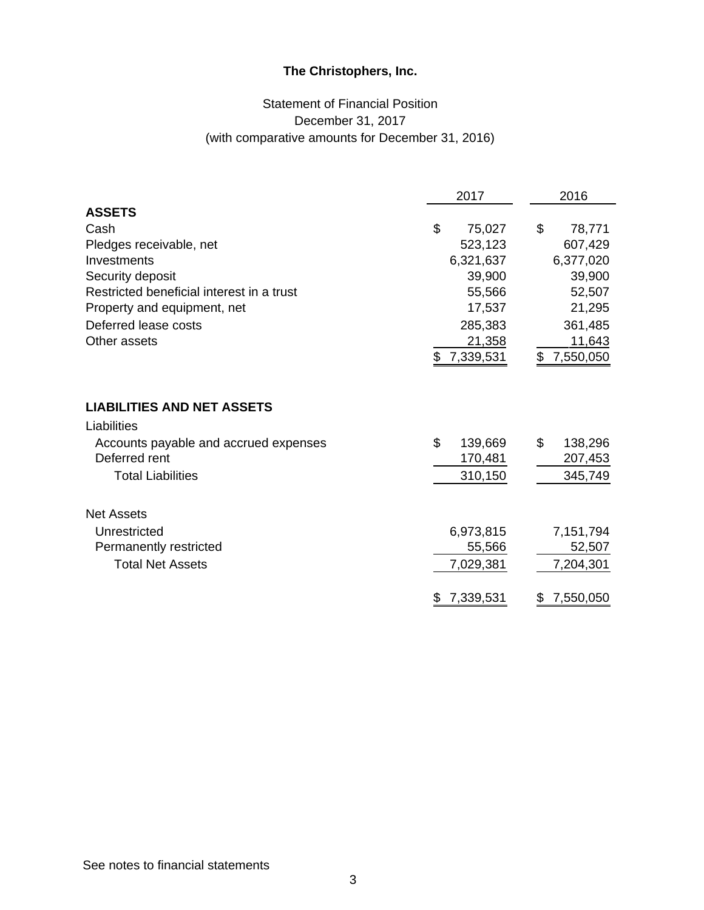**The Christophers, Inc.**

Statement of Financial Position
December 31, 2017
(with comparative amounts for December 31, 2016)

| | 2017 | 2016 |
|---|---|---|
| **ASSETS** | | |
| Cash | $ 75,027 | $ 78,771 |
| Pledges receivable, net | 523,123 | 607,429 |
| Investments | 6,321,637 | 6,377,020 |
| Security deposit | 39,900 | 39,900 |
| Restricted beneficial interest in a trust | 55,566 | 52,507 |
| Property and equipment, net | 17,537 | 21,295 |
| Deferred lease costs | 285,383 | 361,485 |
| Other assets | 21,358 | 11,643 |
| | $ 7,339,531 | $ 7,550,050 |
| | | |
| **LIABILITIES AND NET ASSETS** | | |
| Liabilities | | |
| Accounts payable and accrued expenses | $ 139,669 | $ 138,296 |
| Deferred rent | 170,481 | 207,453 |
| Total Liabilities | 310,150 | 345,749 |
| | | |
| Net Assets | | |
| Unrestricted | 6,973,815 | 7,151,794 |
| Permanently restricted | 55,566 | 52,507 |
| Total Net Assets | 7,029,381 | 7,204,301 |
| | | |
| | $ 7,339,531 | $ 7,550,050 |

See notes to financial statements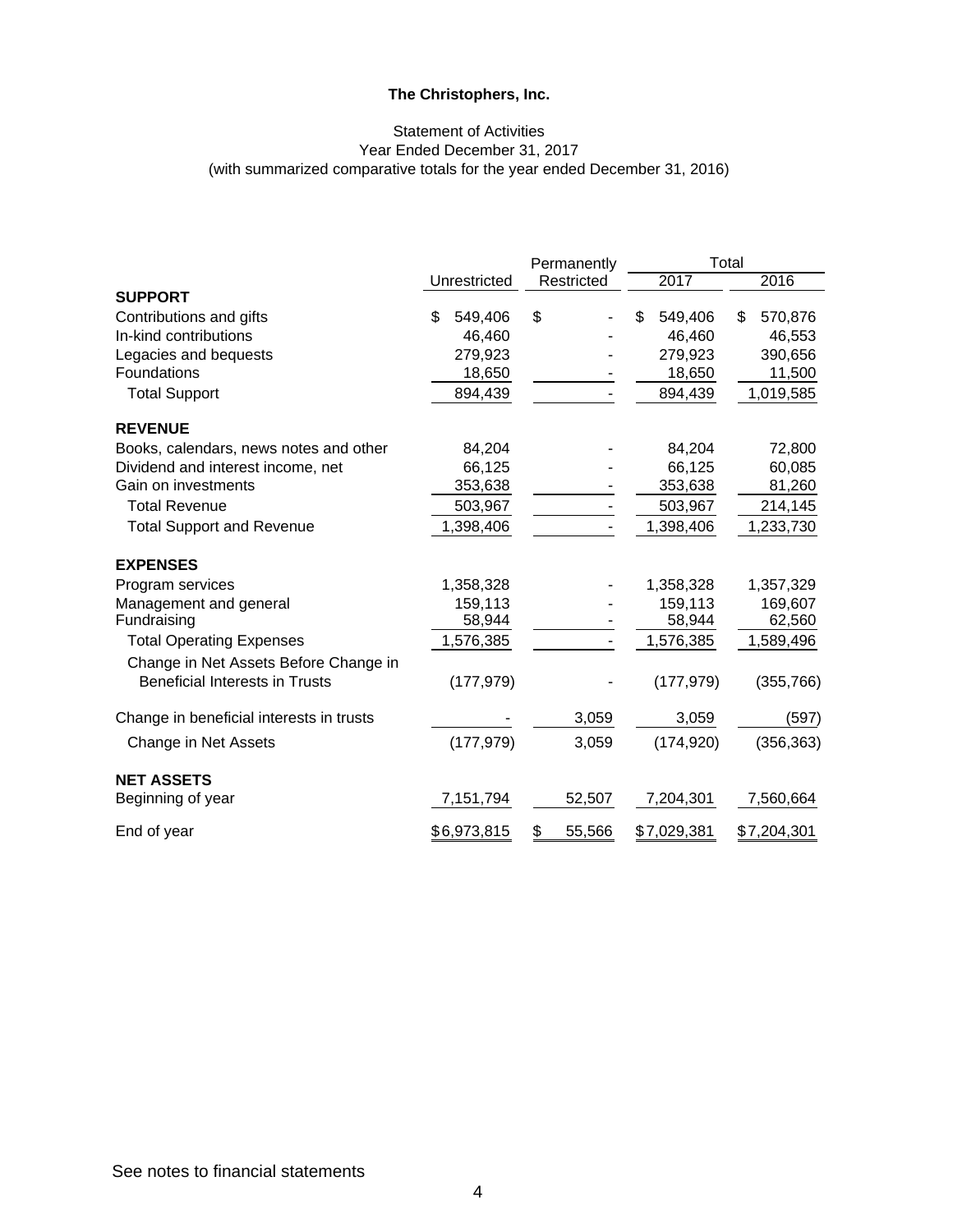# The Christophers, Inc.

Statement of Activities
Year Ended December 31, 2017
(with summarized comparative totals for the year ended December 31, 2016)

| | Unrestricted | Permanently Restricted | Total 2017 | Total 2016 |
|---|---|---|---|---|
| **SUPPORT** | | | | |
| Contributions and gifts | $ 549,406 | $ - | $ 549,406 | $ 570,876 |
| In-kind contributions | 46,460 | - | 46,460 | 46,553 |
| Legacies and bequests | 279,923 | - | 279,923 | 390,656 |
| Foundations | 18,650 | - | 18,650 | 11,500 |
| Total Support | 894,439 | - | 894,439 | 1,019,585 |
| **REVENUE** | | | | |
| Books, calendars, news notes and other | 84,204 | - | 84,204 | 72,800 |
| Dividend and interest income, net | 66,125 | - | 66,125 | 60,085 |
| Gain on investments | 353,638 | - | 353,638 | 81,260 |
| Total Revenue | 503,967 | - | 503,967 | 214,145 |
| Total Support and Revenue | 1,398,406 | - | 1,398,406 | 1,233,730 |
| **EXPENSES** | | | | |
| Program services | 1,358,328 | - | 1,358,328 | 1,357,329 |
| Management and general | 159,113 | - | 159,113 | 169,607 |
| Fundraising | 58,944 | - | 58,944 | 62,560 |
| Total Operating Expenses | 1,576,385 | - | 1,576,385 | 1,589,496 |
| Change in Net Assets Before Change in Beneficial Interests in Trusts | (177,979) | - | (177,979) | (355,766) |
| Change in beneficial interests in trusts | - | 3,059 | 3,059 | (597) |
| Change in Net Assets | (177,979) | 3,059 | (174,920) | (356,363) |
| **NET ASSETS** | | | | |
| Beginning of year | 7,151,794 | 52,507 | 7,204,301 | 7,560,664 |
| End of year | $6,973,815 | $ 55,566 | $7,029,381 | $7,204,301 |

See notes to financial statements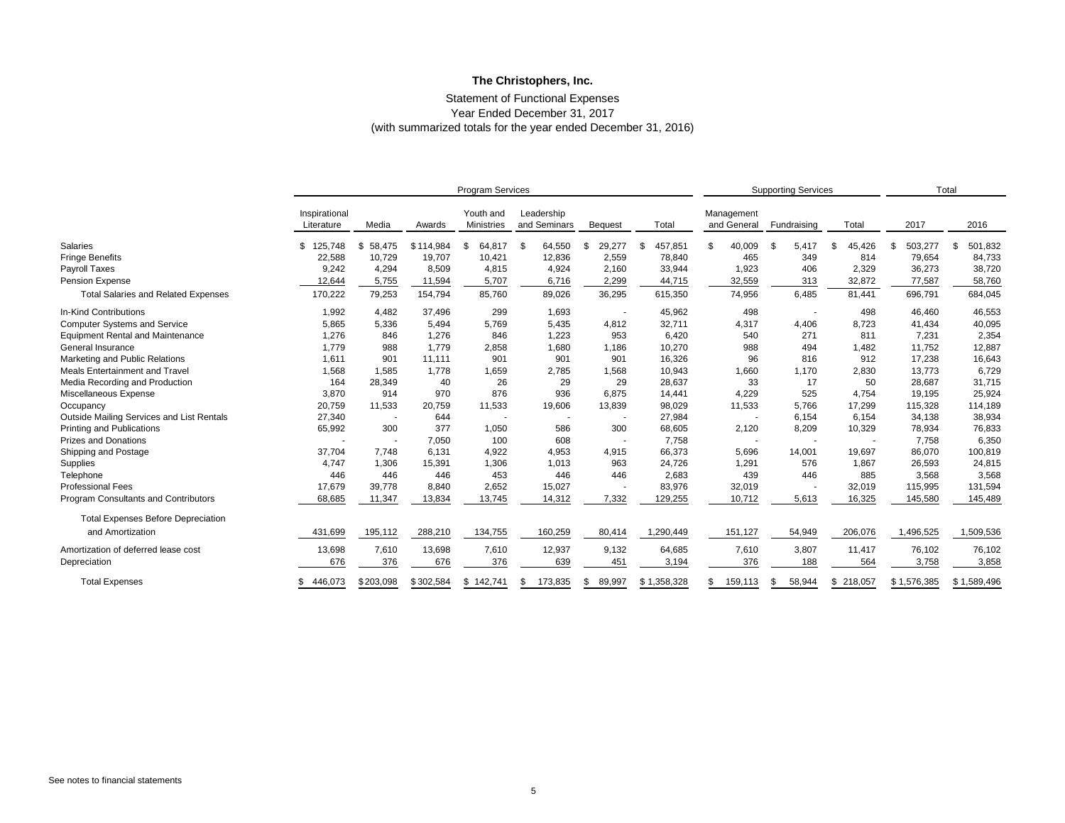# The Christophers, Inc.

## Statement of Functional Expenses
### Year Ended December 31, 2017
### (with summarized totals for the year ended December 31, 2016)

| | Program Services | | | | | | | Supporting Services | | | Total | |
|---|---|---|---|---|---|---|---|---|---|---|---|---|
| | Inspirational Literature | Media | Awards | Youth and Ministries | Leadership and Seminars | Bequest | Total | Management and General | Fundraising | Total | 2017 | 2016 |
| Salaries | $ 125,748 | $ 58,475 | $ 114,984 | $ 64,817 | $ 64,550 | $ 29,277 | $ 457,851 | $ 40,009 | $ 5,417 | $ 45,426 | $ 503,277 | $ 501,832 |
| Fringe Benefits | 22,588 | 10,729 | 19,707 | 10,421 | 12,836 | 2,559 | 78,840 | 465 | 349 | 814 | 79,654 | 84,733 |
| Payroll Taxes | 9,242 | 4,294 | 8,509 | 4,815 | 4,924 | 2,160 | 33,944 | 1,923 | 406 | 2,329 | 36,273 | 38,720 |
| Pension Expense | 12,644 | 5,755 | 11,594 | 5,707 | 6,716 | 2,299 | 44,715 | 32,559 | 313 | 32,872 | 77,587 | 58,760 |
| Total Salaries and Related Expenses | 170,222 | 79,253 | 154,794 | 85,760 | 89,026 | 36,295 | 615,350 | 74,956 | 6,485 | 81,441 | 696,791 | 684,045 |
| In-Kind Contributions | 1,992 | 4,482 | 37,496 | 299 | 1,693 | - | 45,962 | 498 | - | 498 | 46,460 | 46,553 |
| Computer Systems and Service | 5,865 | 5,336 | 5,494 | 5,769 | 5,435 | 4,812 | 32,711 | 4,317 | 4,406 | 8,723 | 41,434 | 40,095 |
| Equipment Rental and Maintenance | 1,276 | 846 | 1,276 | 846 | 1,223 | 953 | 6,420 | 540 | 271 | 811 | 7,231 | 2,354 |
| General Insurance | 1,779 | 988 | 1,779 | 2,858 | 1,680 | 1,186 | 10,270 | 988 | 494 | 1,482 | 11,752 | 12,887 |
| Marketing and Public Relations | 1,611 | 901 | 11,111 | 901 | 901 | 901 | 16,326 | 96 | 816 | 912 | 17,238 | 16,643 |
| Meals Entertainment and Travel | 1,568 | 1,585 | 1,778 | 1,659 | 2,785 | 1,568 | 10,943 | 1,660 | 1,170 | 2,830 | 13,773 | 6,729 |
| Media Recording and Production | 164 | 28,349 | 40 | 26 | 29 | 29 | 28,637 | 33 | 17 | 50 | 28,687 | 31,715 |
| Miscellaneous Expense | 3,870 | 914 | 970 | 876 | 936 | 6,875 | 14,441 | 4,229 | 525 | 4,754 | 19,195 | 25,924 |
| Occupancy | 20,759 | 11,533 | 20,759 | 11,533 | 19,606 | 13,839 | 98,029 | 11,533 | 5,766 | 17,299 | 115,328 | 114,189 |
| Outside Mailing Services and List Rentals | 27,340 | - | 644 | - | - | - | 27,984 | - | 6,154 | 6,154 | 34,138 | 38,934 |
| Printing and Publications | 65,992 | 300 | 377 | 1,050 | 586 | 300 | 68,605 | 2,120 | 8,209 | 10,329 | 78,934 | 76,833 |
| Prizes and Donations | - | - | 7,050 | 100 | 608 | - | 7,758 | - | - | - | 7,758 | 6,350 |
| Shipping and Postage | 37,704 | 7,748 | 6,131 | 4,922 | 4,953 | 4,915 | 66,373 | 5,696 | 14,001 | 19,697 | 86,070 | 100,819 |
| Supplies | 4,747 | 1,306 | 15,391 | 1,306 | 1,013 | 963 | 24,726 | 1,291 | 576 | 1,867 | 26,593 | 24,815 |
| Telephone | 446 | 446 | 446 | 453 | 446 | 446 | 2,683 | 439 | 446 | 885 | 3,568 | 3,568 |
| Professional Fees | 17,679 | 39,778 | 8,840 | 2,652 | 15,027 | - | 83,976 | 32,019 | - | 32,019 | 115,995 | 131,594 |
| Program Consultants and Contributors | 68,685 | 11,347 | 13,834 | 13,745 | 14,312 | 7,332 | 129,255 | 10,712 | 5,613 | 16,325 | 145,580 | 145,489 |
| Total Expenses Before Depreciation and Amortization | 431,699 | 195,112 | 288,210 | 134,755 | 160,259 | 80,414 | 1,290,449 | 151,127 | 54,949 | 206,076 | 1,496,525 | 1,509,536 |
| Amortization of deferred lease cost | 13,698 | 7,610 | 13,698 | 7,610 | 12,937 | 9,132 | 64,685 | 7,610 | 3,807 | 11,417 | 76,102 | 76,102 |
| Depreciation | 676 | 376 | 676 | 376 | 639 | 451 | 3,194 | 376 | 188 | 564 | 3,758 | 3,858 |
| Total Expenses | $ 446,073 | $ 203,098 | $ 302,584 | $ 142,741 | $ 173,835 | $ 89,997 | $ 1,358,328 | $ 159,113 | $ 58,944 | $ 218,057 | $ 1,576,385 | $ 1,589,496 |

See notes to financial statements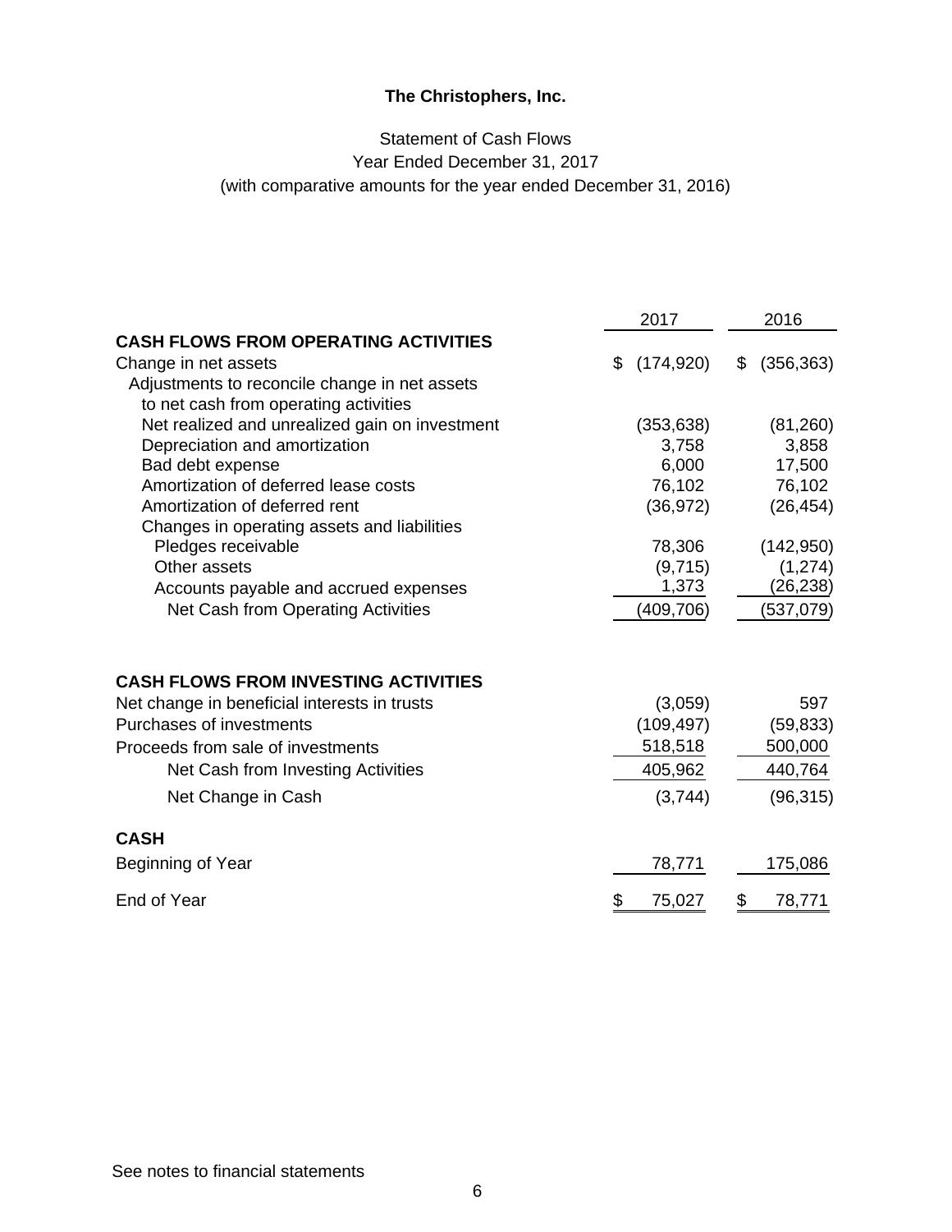**The Christophers, Inc.**

Statement of Cash Flows
Year Ended December 31, 2017
(with comparative amounts for the year ended December 31, 2016)

| | 2017 | 2016 |
|---|---|---|
| **CASH FLOWS FROM OPERATING ACTIVITIES** | | |
| Change in net assets | $ (174,920) | $ (356,363) |
| Adjustments to reconcile change in net assets to net cash from operating activities | | |
| Net realized and unrealized gain on investment | (353,638) | (81,260) |
| Depreciation and amortization | 3,758 | 3,858 |
| Bad debt expense | 6,000 | 17,500 |
| Amortization of deferred lease costs | 76,102 | 76,102 |
| Amortization of deferred rent | (36,972) | (26,454) |
| Changes in operating assets and liabilities | | |
| Pledges receivable | 78,306 | (142,950) |
| Other assets | (9,715) | (1,274) |
| Accounts payable and accrued expenses | 1,373 | (26,238) |
| Net Cash from Operating Activities | (409,706) | (537,079) |
| **CASH FLOWS FROM INVESTING ACTIVITIES** | | |
| Net change in beneficial interests in trusts | (3,059) | 597 |
| Purchases of investments | (109,497) | (59,833) |
| Proceeds from sale of investments | 518,518 | 500,000 |
| Net Cash from Investing Activities | 405,962 | 440,764 |
| Net Change in Cash | (3,744) | (96,315) |
| **CASH** | | |
| Beginning of Year | 78,771 | 175,086 |
| End of Year | $ 75,027 | $ 78,771 |

See notes to financial statements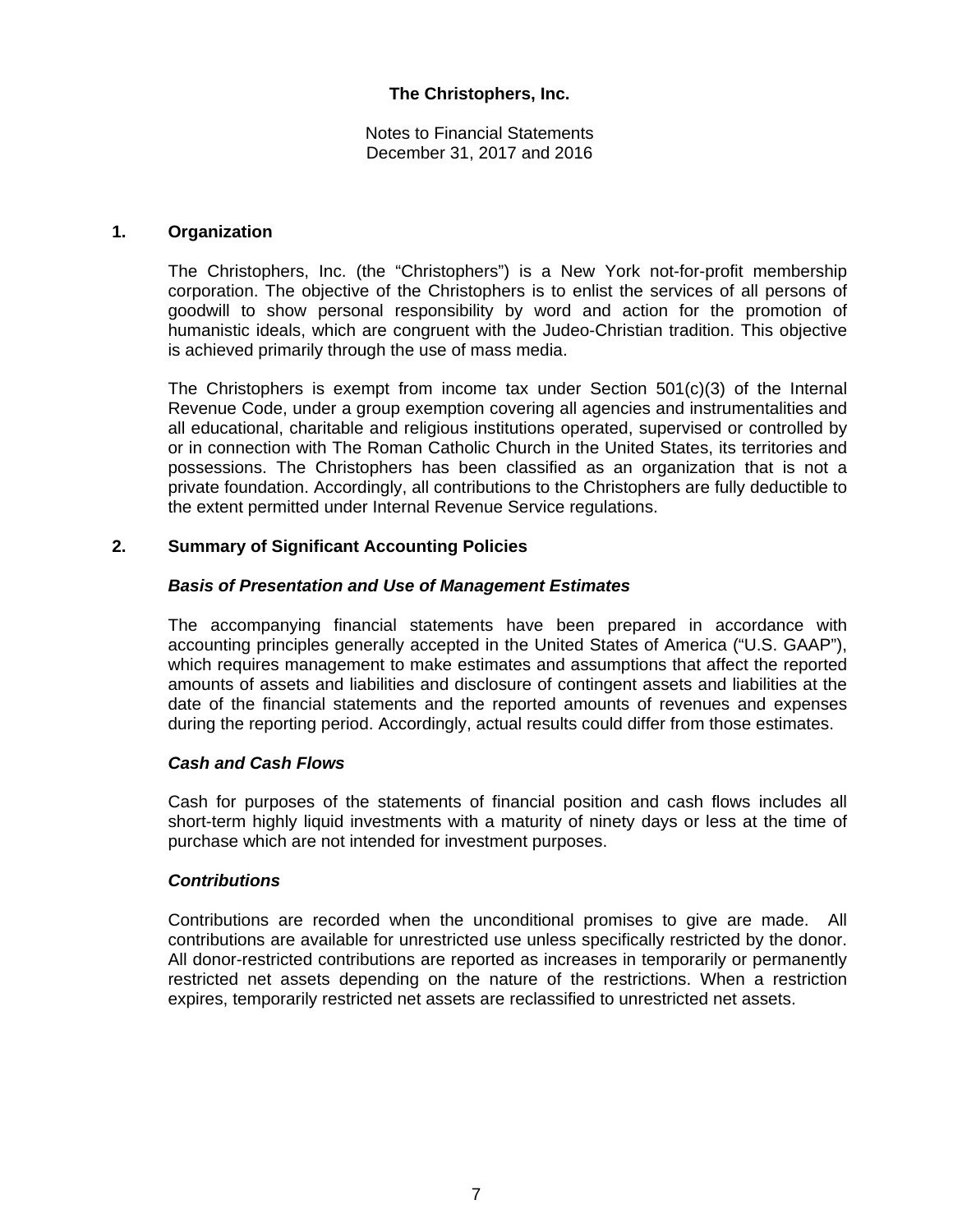**The Christophers, Inc.**

Notes to Financial Statements
December 31, 2017 and 2016

## 1. Organization

The Christophers, Inc. (the "Christophers") is a New York not-for-profit membership corporation. The objective of the Christophers is to enlist the services of all persons of goodwill to show personal responsibility by word and action for the promotion of humanistic ideals, which are congruent with the Judeo-Christian tradition. This objective is achieved primarily through the use of mass media.

The Christophers is exempt from income tax under Section 501(c)(3) of the Internal Revenue Code, under a group exemption covering all agencies and instrumentalities and all educational, charitable and religious institutions operated, supervised or controlled by or in connection with The Roman Catholic Church in the United States, its territories and possessions. The Christophers has been classified as an organization that is not a private foundation. Accordingly, all contributions to the Christophers are fully deductible to the extent permitted under Internal Revenue Service regulations.

## 2. Summary of Significant Accounting Policies

### *Basis of Presentation and Use of Management Estimates*

The accompanying financial statements have been prepared in accordance with accounting principles generally accepted in the United States of America ("U.S. GAAP"), which requires management to make estimates and assumptions that affect the reported amounts of assets and liabilities and disclosure of contingent assets and liabilities at the date of the financial statements and the reported amounts of revenues and expenses during the reporting period. Accordingly, actual results could differ from those estimates.

### *Cash and Cash Flows*

Cash for purposes of the statements of financial position and cash flows includes all short-term highly liquid investments with a maturity of ninety days or less at the time of purchase which are not intended for investment purposes.

### *Contributions*

Contributions are recorded when the unconditional promises to give are made. All contributions are available for unrestricted use unless specifically restricted by the donor. All donor-restricted contributions are reported as increases in temporarily or permanently restricted net assets depending on the nature of the restrictions. When a restriction expires, temporarily restricted net assets are reclassified to unrestricted net assets.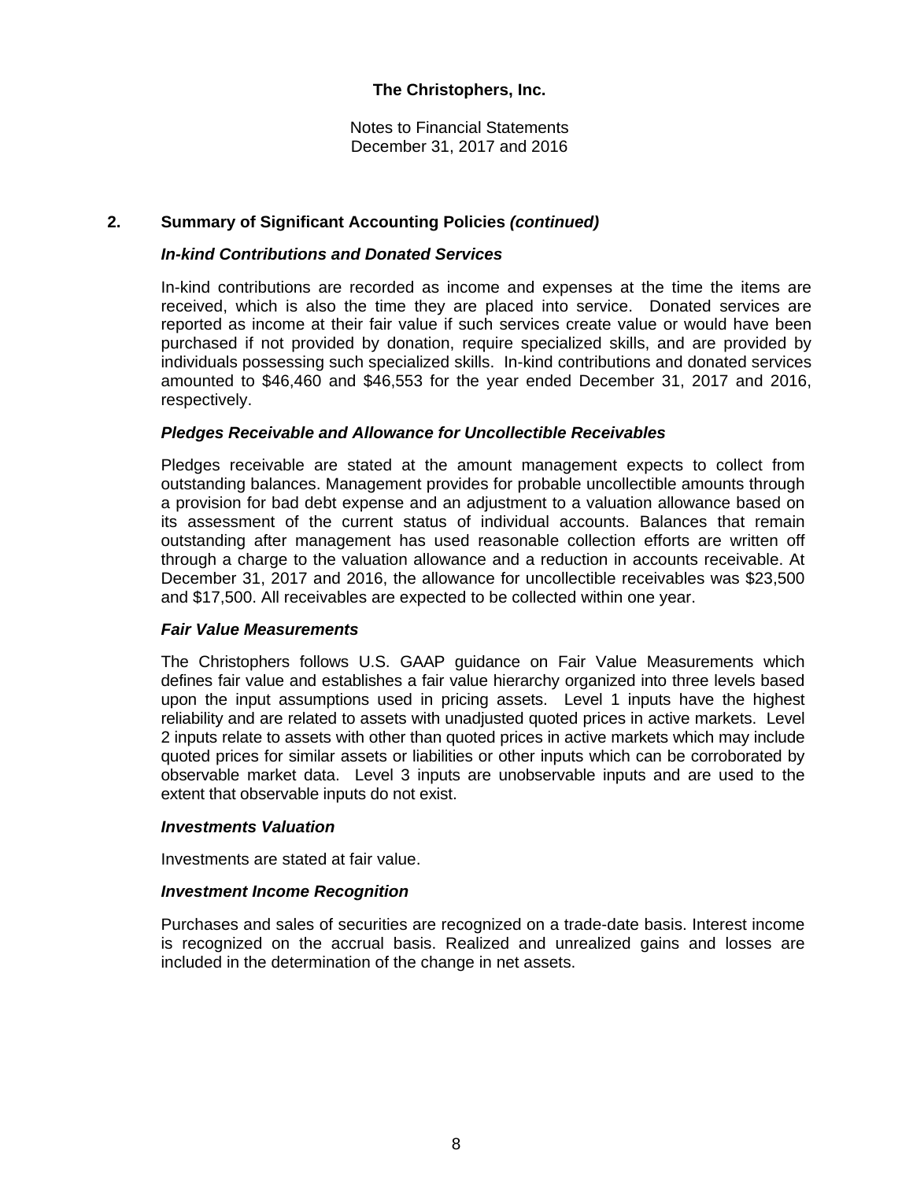## 2. Summary of Significant Accounting Policies *(continued)*

### *In-kind Contributions and Donated Services*

In-kind contributions are recorded as income and expenses at the time the items are received, which is also the time they are placed into service. Donated services are reported as income at their fair value if such services create value or would have been purchased if not provided by donation, require specialized skills, and are provided by individuals possessing such specialized skills. In-kind contributions and donated services amounted to $46,460 and $46,553 for the year ended December 31, 2017 and 2016, respectively.

### *Pledges Receivable and Allowance for Uncollectible Receivables*

Pledges receivable are stated at the amount management expects to collect from outstanding balances. Management provides for probable uncollectible amounts through a provision for bad debt expense and an adjustment to a valuation allowance based on its assessment of the current status of individual accounts. Balances that remain outstanding after management has used reasonable collection efforts are written off through a charge to the valuation allowance and a reduction in accounts receivable. At December 31, 2017 and 2016, the allowance for uncollectible receivables was $23,500 and $17,500. All receivables are expected to be collected within one year.

### *Fair Value Measurements*

The Christophers follows U.S. GAAP guidance on Fair Value Measurements which defines fair value and establishes a fair value hierarchy organized into three levels based upon the input assumptions used in pricing assets. Level 1 inputs have the highest reliability and are related to assets with unadjusted quoted prices in active markets. Level 2 inputs relate to assets with other than quoted prices in active markets which may include quoted prices for similar assets or liabilities or other inputs which can be corroborated by observable market data. Level 3 inputs are unobservable inputs and are used to the extent that observable inputs do not exist.

### *Investments Valuation*

Investments are stated at fair value.

### *Investment Income Recognition*

Purchases and sales of securities are recognized on a trade-date basis. Interest income is recognized on the accrual basis. Realized and unrealized gains and losses are included in the determination of the change in net assets.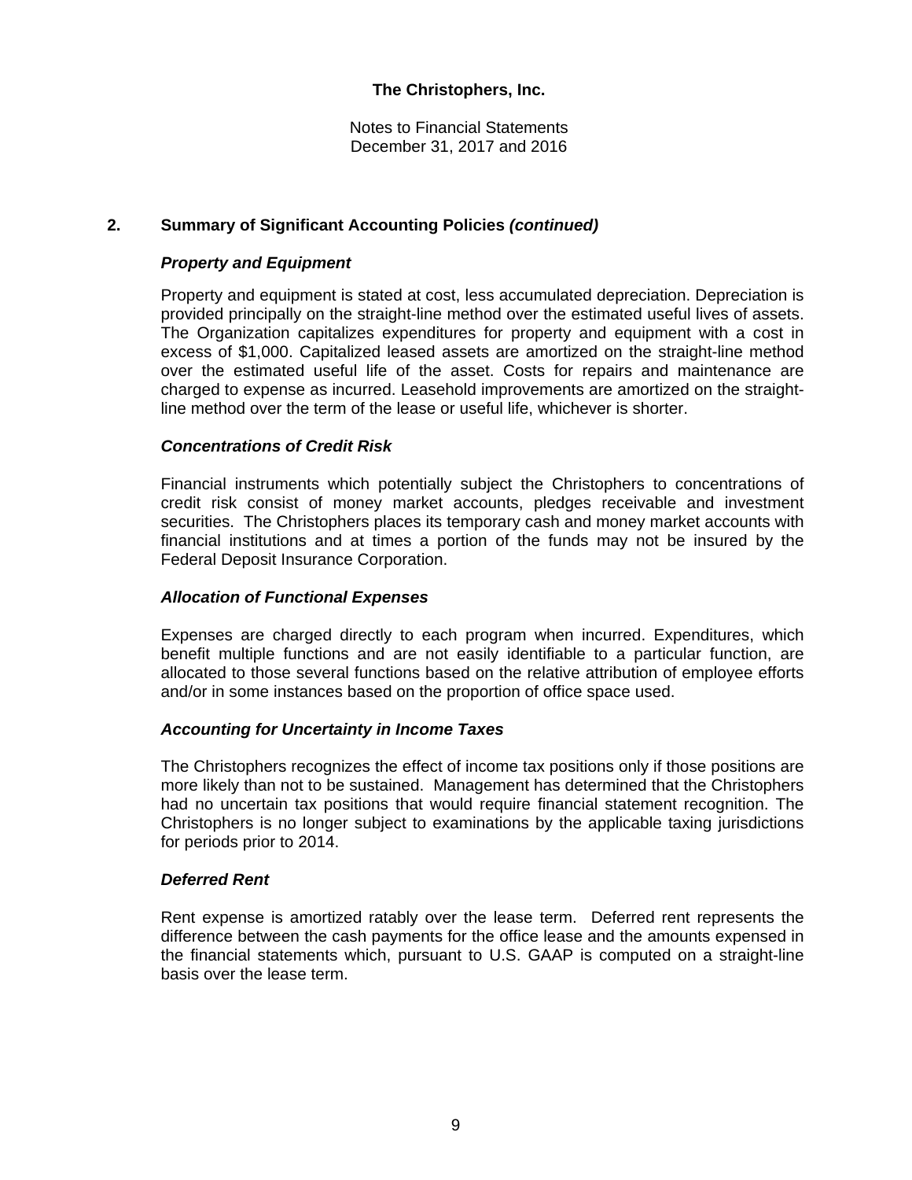**The Christophers, Inc.**

Notes to Financial Statements
December 31, 2017 and 2016

## 2. Summary of Significant Accounting Policies *(continued)*

### *Property and Equipment*

Property and equipment is stated at cost, less accumulated depreciation. Depreciation is provided principally on the straight-line method over the estimated useful lives of assets. The Organization capitalizes expenditures for property and equipment with a cost in excess of $1,000. Capitalized leased assets are amortized on the straight-line method over the estimated useful life of the asset. Costs for repairs and maintenance are charged to expense as incurred. Leasehold improvements are amortized on the straight-line method over the term of the lease or useful life, whichever is shorter.

### *Concentrations of Credit Risk*

Financial instruments which potentially subject the Christophers to concentrations of credit risk consist of money market accounts, pledges receivable and investment securities. The Christophers places its temporary cash and money market accounts with financial institutions and at times a portion of the funds may not be insured by the Federal Deposit Insurance Corporation.

### *Allocation of Functional Expenses*

Expenses are charged directly to each program when incurred. Expenditures, which benefit multiple functions and are not easily identifiable to a particular function, are allocated to those several functions based on the relative attribution of employee efforts and/or in some instances based on the proportion of office space used.

### *Accounting for Uncertainty in Income Taxes*

The Christophers recognizes the effect of income tax positions only if those positions are more likely than not to be sustained. Management has determined that the Christophers had no uncertain tax positions that would require financial statement recognition. The Christophers is no longer subject to examinations by the applicable taxing jurisdictions for periods prior to 2014.

### *Deferred Rent*

Rent expense is amortized ratably over the lease term. Deferred rent represents the difference between the cash payments for the office lease and the amounts expensed in the financial statements which, pursuant to U.S. GAAP is computed on a straight-line basis over the lease term.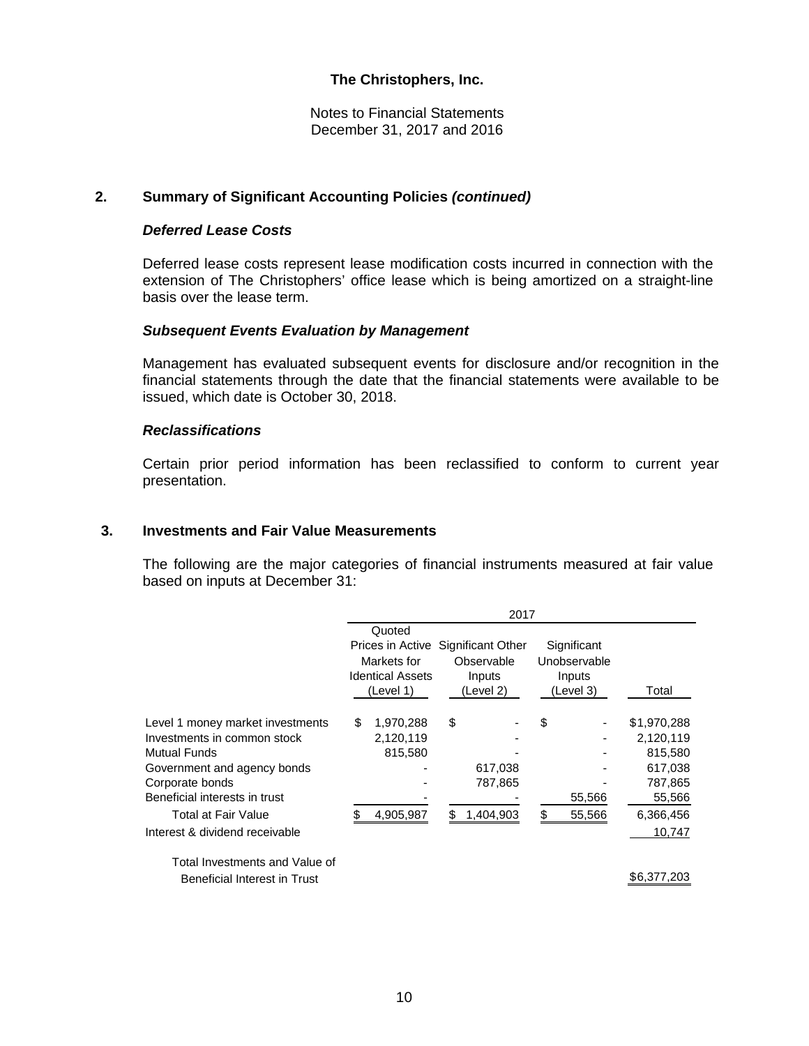**The Christophers, Inc.**

Notes to Financial Statements
December 31, 2017 and 2016

## 2. Summary of Significant Accounting Policies *(continued)*

### *Deferred Lease Costs*

Deferred lease costs represent lease modification costs incurred in connection with the extension of The Christophers' office lease which is being amortized on a straight-line basis over the lease term.

### *Subsequent Events Evaluation by Management*

Management has evaluated subsequent events for disclosure and/or recognition in the financial statements through the date that the financial statements were available to be issued, which date is October 30, 2018.

### *Reclassifications*

Certain prior period information has been reclassified to conform to current year presentation.

## 3. Investments and Fair Value Measurements

The following are the major categories of financial instruments measured at fair value based on inputs at December 31:

| | 2017 | | | |
|---|---|---|---|---|
| | Quoted Prices in Active Markets for Identical Assets (Level 1) | Significant Other Observable Inputs (Level 2) | Significant Unobservable Inputs (Level 3) | Total |
| Level 1 money market investments | $ 1,970,288 | $ - | $ - | $1,970,288 |
| Investments in common stock | 2,120,119 | - | - | 2,120,119 |
| Mutual Funds | 815,580 | - | - | 815,580 |
| Government and agency bonds | - | 617,038 | - | 617,038 |
| Corporate bonds | - | 787,865 | - | 787,865 |
| Beneficial interests in trust | - | - | 55,566 | 55,566 |
| Total at Fair Value | $ 4,905,987 | $ 1,404,903 | $ 55,566 | 6,366,456 |
| Interest & dividend receivable | | | | 10,747 |
| Total Investments and Value of Beneficial Interest in Trust | | | | $6,377,203 |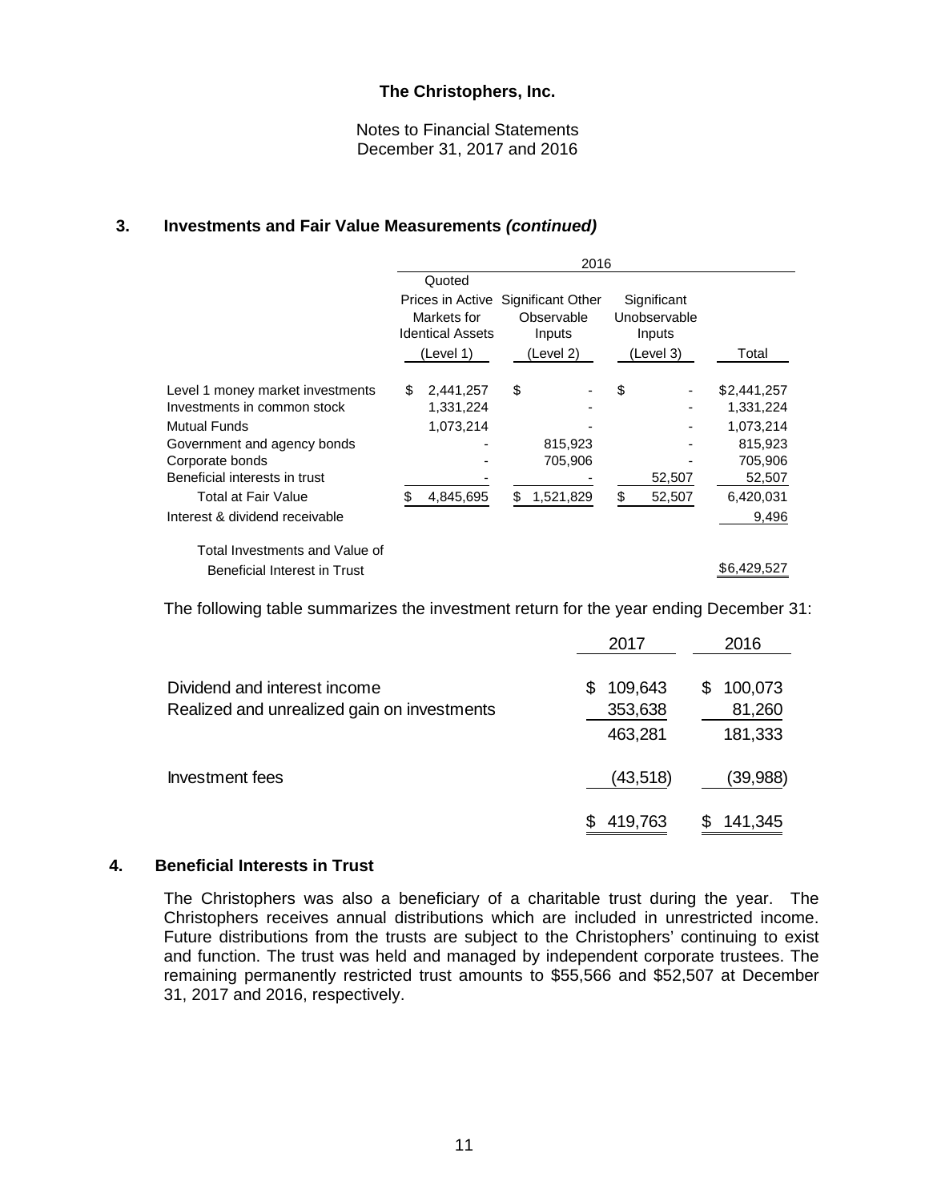**The Christophers, Inc.**

Notes to Financial Statements
December 31, 2017 and 2016

### 3. Investments and Fair Value Measurements *(continued)*

| | 2016 | | | |
|---|---|---|---|---|
| | Quoted Prices in Active Markets for Identical Assets (Level 1) | Significant Other Observable Inputs (Level 2) | Significant Unobservable Inputs (Level 3) | Total |
| Level 1 money market investments | $ 2,441,257 | $ - | $ - | $2,441,257 |
| Investments in common stock | 1,331,224 | - | - | 1,331,224 |
| Mutual Funds | 1,073,214 | - | - | 1,073,214 |
| Government and agency bonds | - | 815,923 | - | 815,923 |
| Corporate bonds | - | 705,906 | - | 705,906 |
| Beneficial interests in trust | - | - | 52,507 | 52,507 |
| Total at Fair Value | $ 4,845,695 | $ 1,521,829 | $ 52,507 | 6,420,031 |
| Interest & dividend receivable | | | | 9,496 |
| Total Investments and Value of Beneficial Interest in Trust | | | | $6,429,527 |

The following table summarizes the investment return for the year ending December 31:

| | 2017 | 2016 |
|---|---|---|
| Dividend and interest income | $ 109,643 | $ 100,073 |
| Realized and unrealized gain on investments | 353,638 | 81,260 |
| | 463,281 | 181,333 |
| Investment fees | (43,518) | (39,988) |
| | $ 419,763 | $ 141,345 |

### 4. Beneficial Interests in Trust

The Christophers was also a beneficiary of a charitable trust during the year. The Christophers receives annual distributions which are included in unrestricted income. Future distributions from the trusts are subject to the Christophers' continuing to exist and function. The trust was held and managed by independent corporate trustees. The remaining permanently restricted trust amounts to $55,566 and $52,507 at December 31, 2017 and 2016, respectively.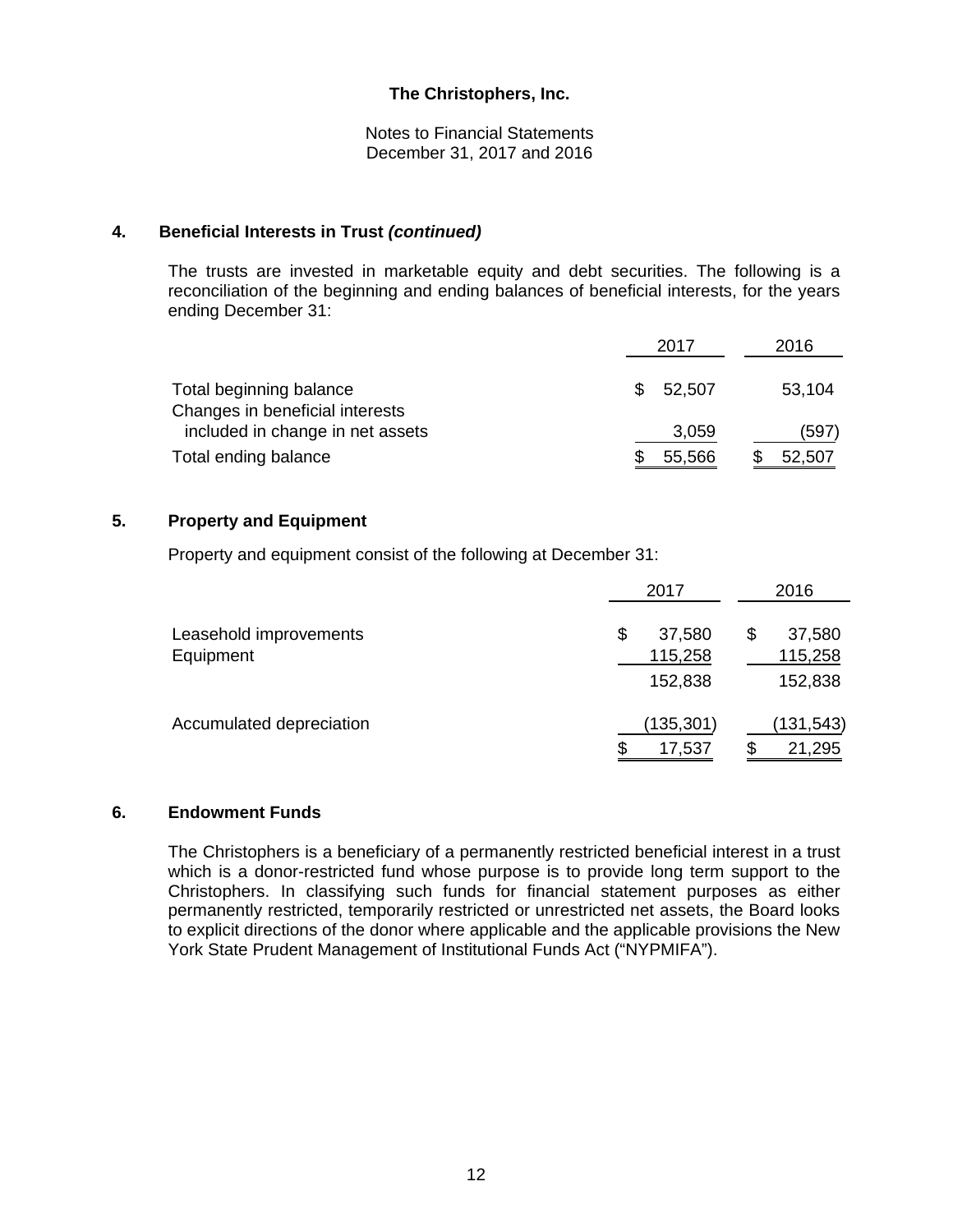**The Christophers, Inc.**

Notes to Financial Statements
December 31, 2017 and 2016

### 4. Beneficial Interests in Trust *(continued)*

The trusts are invested in marketable equity and debt securities. The following is a reconciliation of the beginning and ending balances of beneficial interests, for the years ending December 31:

| | 2017 | 2016 |
|---|---|---|
| Total beginning balance | $ 52,507 | 53,104 |
| Changes in beneficial interests included in change in net assets | 3,059 | (597) |
| Total ending balance | $ 55,566 | $ 52,507 |

### 5. Property and Equipment

Property and equipment consist of the following at December 31:

| | 2017 | 2016 |
|---|---|---|
| Leasehold improvements | $ 37,580 | $ 37,580 |
| Equipment | 115,258 | 115,258 |
| | 152,838 | 152,838 |
| Accumulated depreciation | (135,301) | (131,543) |
| | $ 17,537 | $ 21,295 |

### 6. Endowment Funds

The Christophers is a beneficiary of a permanently restricted beneficial interest in a trust which is a donor-restricted fund whose purpose is to provide long term support to the Christophers. In classifying such funds for financial statement purposes as either permanently restricted, temporarily restricted or unrestricted net assets, the Board looks to explicit directions of the donor where applicable and the applicable provisions the New York State Prudent Management of Institutional Funds Act ("NYPMIFA").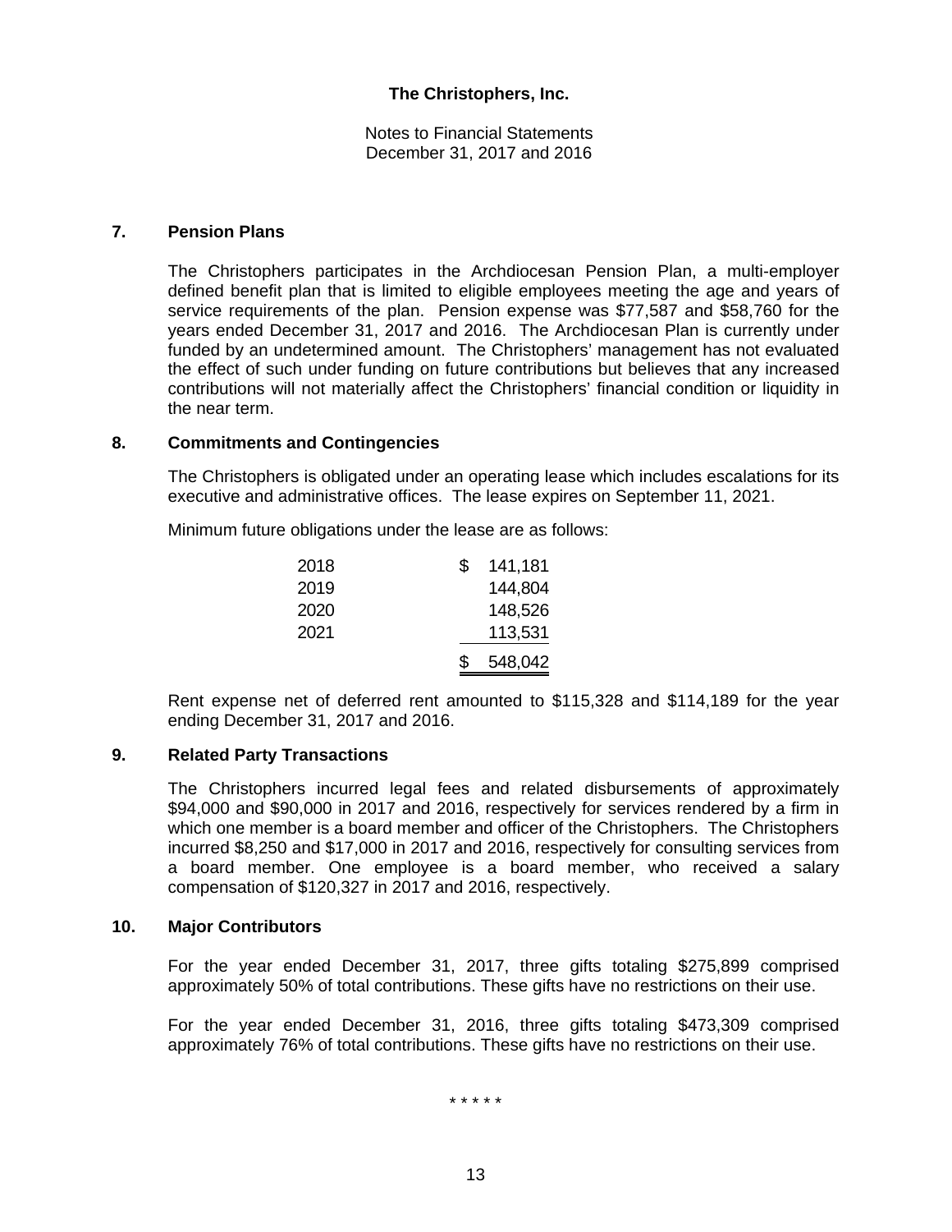**The Christophers, Inc.**

Notes to Financial Statements
December 31, 2017 and 2016

## 7. Pension Plans

The Christophers participates in the Archdiocesan Pension Plan, a multi-employer defined benefit plan that is limited to eligible employees meeting the age and years of service requirements of the plan. Pension expense was $77,587 and $58,760 for the years ended December 31, 2017 and 2016. The Archdiocesan Plan is currently under funded by an undetermined amount. The Christophers' management has not evaluated the effect of such under funding on future contributions but believes that any increased contributions will not materially affect the Christophers' financial condition or liquidity in the near term.

## 8. Commitments and Contingencies

The Christophers is obligated under an operating lease which includes escalations for its executive and administrative offices. The lease expires on September 11, 2021.

Minimum future obligations under the lease are as follows:

| | |
|---|---|
| 2018 | $ 141,181 |
| 2019 | 144,804 |
| 2020 | 148,526 |
| 2021 | 113,531 |
| | $ 548,042 |

Rent expense net of deferred rent amounted to $115,328 and $114,189 for the year ending December 31, 2017 and 2016.

## 9. Related Party Transactions

The Christophers incurred legal fees and related disbursements of approximately $94,000 and $90,000 in 2017 and 2016, respectively for services rendered by a firm in which one member is a board member and officer of the Christophers. The Christophers incurred $8,250 and $17,000 in 2017 and 2016, respectively for consulting services from a board member. One employee is a board member, who received a salary compensation of $120,327 in 2017 and 2016, respectively.

## 10. Major Contributors

For the year ended December 31, 2017, three gifts totaling $275,899 comprised approximately 50% of total contributions. These gifts have no restrictions on their use.

For the year ended December 31, 2016, three gifts totaling $473,309 comprised approximately 76% of total contributions. These gifts have no restrictions on their use.

\* \* \* \* \*